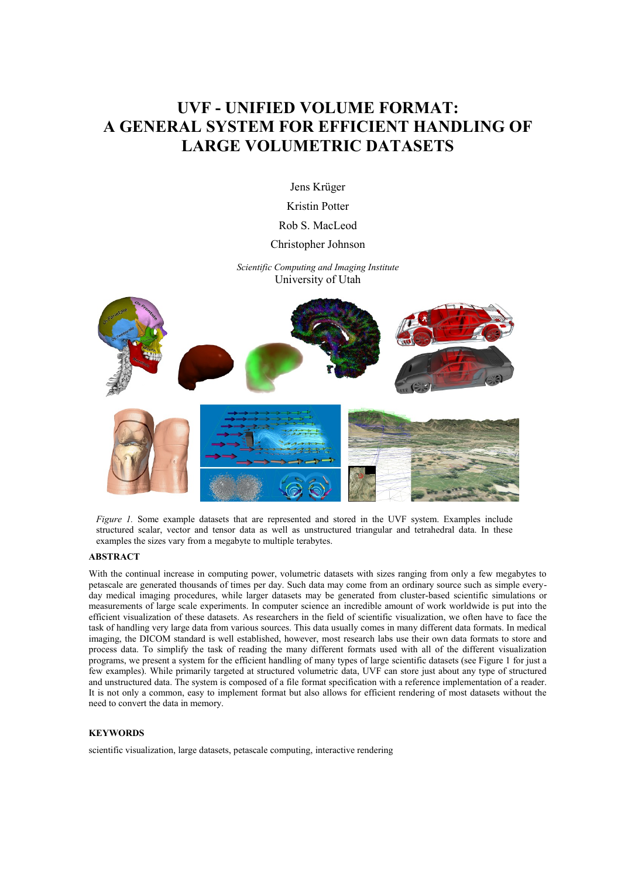# UVF - UNIFIED VOLUME FORMAT: A GENERAL SYSTEM FOR EFFICIENT HANDLING OF LARGE VOLUMETRIC DATASETS

Jens Krüger

Kristin Potter

Rob S. MacLeod

Christopher Johnson

*Scientific Computing and Imaging Institute*
University of Utah

*Figure 1.* Some example datasets that are represented and stored in the UVF system. Examples include structured scalar, vector and tensor data as well as unstructured triangular and tetrahedral data. In these examples the sizes vary from a megabyte to multiple terabytes.

## ABSTRACT

With the continual increase in computing power, volumetric datasets with sizes ranging from only a few megabytes to petascale are generated thousands of times per day. Such data may come from an ordinary source such as simple every-day medical imaging procedures, while larger datasets may be generated from cluster-based scientific simulations or measurements of large scale experiments. In computer science an incredible amount of work worldwide is put into the efficient visualization of these datasets. As researchers in the field of scientific visualization, we often have to face the task of handling very large data from various sources. This data usually comes in many different data formats. In medical imaging, the DICOM standard is well established, however, most research labs use their own data formats to store and process data. To simplify the task of reading the many different formats used with all of the different visualization programs, we present a system for the efficient handling of many types of large scientific datasets (see Figure 1 for just a few examples). While primarily targeted at structured volumetric data, UVF can store just about any type of structured and unstructured data. The system is composed of a file format specification with a reference implementation of a reader. It is not only a common, easy to implement format but also allows for efficient rendering of most datasets without the need to convert the data in memory.

## KEYWORDS

scientific visualization, large datasets, petascale computing, interactive rendering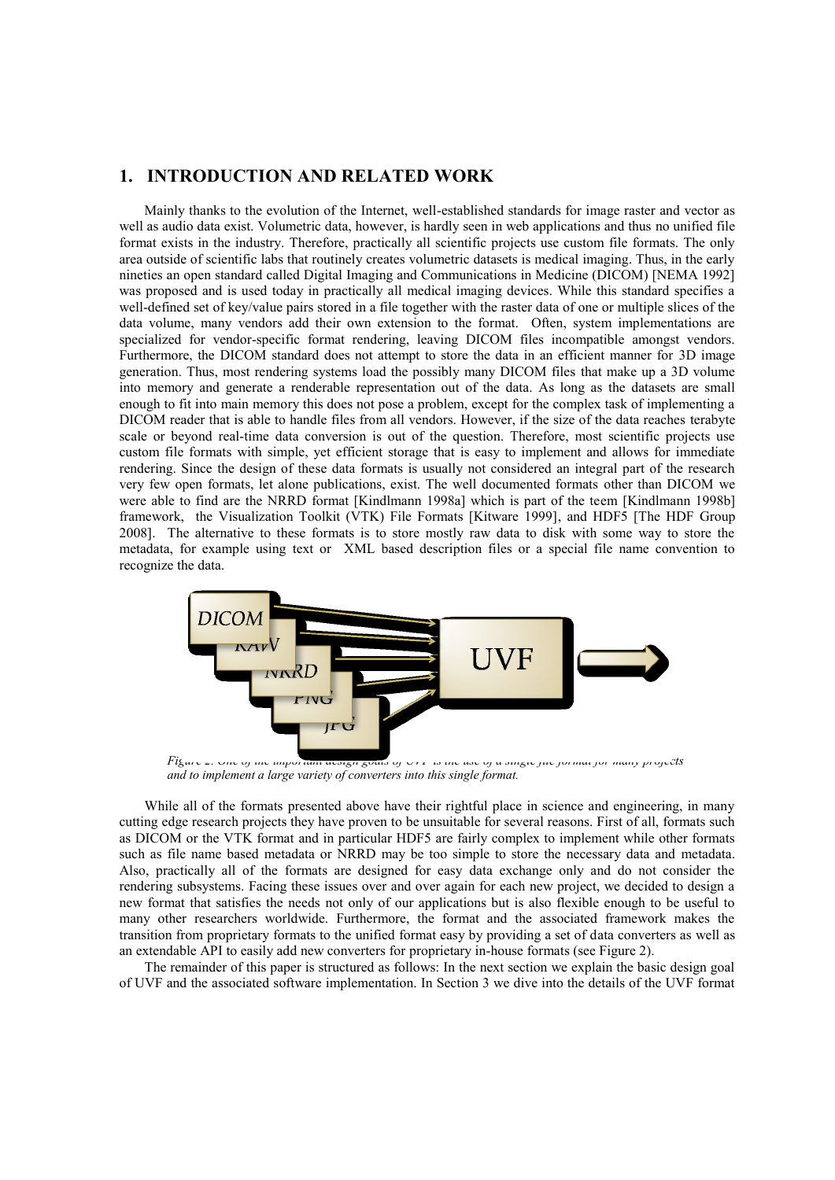## 1. INTRODUCTION AND RELATED WORK

Mainly thanks to the evolution of the Internet, well-established standards for image raster and vector as well as audio data exist. Volumetric data, however, is hardly seen in web applications and thus no unified file format exists in the industry. Therefore, practically all scientific projects use custom file formats. The only area outside of scientific labs that routinely creates volumetric datasets is medical imaging. Thus, in the early nineties an open standard called Digital Imaging and Communications in Medicine (DICOM) [NEMA 1992] was proposed and is used today in practically all medical imaging devices. While this standard specifies a well-defined set of key/value pairs stored in a file together with the raster data of one or multiple slices of the data volume, many vendors add their own extension to the format. Often, system implementations are specialized for vendor-specific format rendering, leaving DICOM files incompatible amongst vendors. Furthermore, the DICOM standard does not attempt to store the data in an efficient manner for 3D image generation. Thus, most rendering systems load the possibly many DICOM files that make up a 3D volume into memory and generate a renderable representation out of the data. As long as the datasets are small enough to fit into main memory this does not pose a problem, except for the complex task of implementing a DICOM reader that is able to handle files from all vendors. However, if the size of the data reaches terabyte scale or beyond real-time data conversion is out of the question. Therefore, most scientific projects use custom file formats with simple, yet efficient storage that is easy to implement and allows for immediate rendering. Since the design of these data formats is usually not considered an integral part of the research very few open formats, let alone publications, exist. The well documented formats other than DICOM we were able to find are the NRRD format [Kindlmann 1998a] which is part of the teem [Kindlmann 1998b] framework, the Visualization Toolkit (VTK) File Formats [Kitware 1999], and HDF5 [The HDF Group 2008]. The alternative to these formats is to store mostly raw data to disk with some way to store the metadata, for example using text or XML based description files or a special file name convention to recognize the data.

*Figure 2: One of the important design goals of UVF is the use of a single file format for many projects and to implement a large variety of converters into this single format.*

While all of the formats presented above have their rightful place in science and engineering, in many cutting edge research projects they have proven to be unsuitable for several reasons. First of all, formats such as DICOM or the VTK format and in particular HDF5 are fairly complex to implement while other formats such as file name based metadata or NRRD may be too simple to store the necessary data and metadata. Also, practically all of the formats are designed for easy data exchange only and do not consider the rendering subsystems. Facing these issues over and over again for each new project, we decided to design a new format that satisfies the needs not only of our applications but is also flexible enough to be useful to many other researchers worldwide. Furthermore, the format and the associated framework makes the transition from proprietary formats to the unified format easy by providing a set of data converters as well as an extendable API to easily add new converters for proprietary in-house formats (see Figure 2).

The remainder of this paper is structured as follows: In the next section we explain the basic design goal of UVF and the associated software implementation. In Section 3 we dive into the details of the UVF format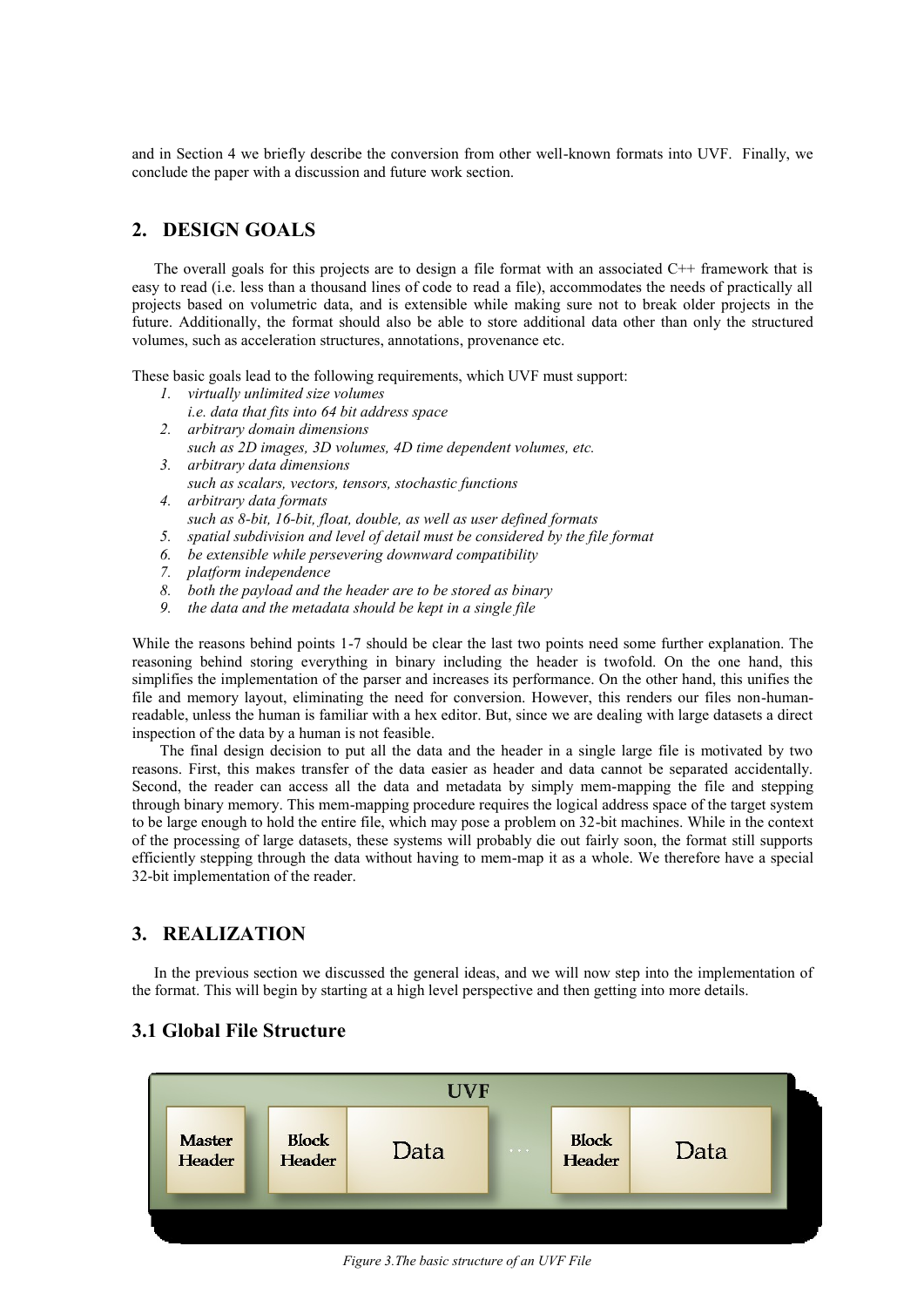and in Section 4 we briefly describe the conversion from other well-known formats into UVF. Finally, we conclude the paper with a discussion and future work section.

## 2. DESIGN GOALS

The overall goals for this projects are to design a file format with an associated C++ framework that is easy to read (i.e. less than a thousand lines of code to read a file), accommodates the needs of practically all projects based on volumetric data, and is extensible while making sure not to break older projects in the future. Additionally, the format should also be able to store additional data other than only the structured volumes, such as acceleration structures, annotations, provenance etc.

These basic goals lead to the following requirements, which UVF must support:

1. *virtually unlimited size volumes*
   *i.e. data that fits into 64 bit address space*
2. *arbitrary domain dimensions*
   *such as 2D images, 3D volumes, 4D time dependent volumes, etc.*
3. *arbitrary data dimensions*
   *such as scalars, vectors, tensors, stochastic functions*
4. *arbitrary data formats*
   *such as 8-bit, 16-bit, float, double, as well as user defined formats*
5. *spatial subdivision and level of detail must be considered by the file format*
6. *be extensible while persevering downward compatibility*
7. *platform independence*
8. *both the payload and the header are to be stored as binary*
9. *the data and the metadata should be kept in a single file*

While the reasons behind points 1-7 should be clear the last two points need some further explanation. The reasoning behind storing everything in binary including the header is twofold. On the one hand, this simplifies the implementation of the parser and increases its performance. On the other hand, this unifies the file and memory layout, eliminating the need for conversion. However, this renders our files non-human-readable, unless the human is familiar with a hex editor. But, since we are dealing with large datasets a direct inspection of the data by a human is not feasible.

The final design decision to put all the data and the header in a single large file is motivated by two reasons. First, this makes transfer of the data easier as header and data cannot be separated accidentally. Second, the reader can access all the data and metadata by simply mem-mapping the file and stepping through binary memory. This mem-mapping procedure requires the logical address space of the target system to be large enough to hold the entire file, which may pose a problem on 32-bit machines. While in the context of the processing of large datasets, these systems will probably die out fairly soon, the format still supports efficiently stepping through the data without having to mem-map it as a whole. We therefore have a special 32-bit implementation of the reader.

## 3. REALIZATION

In the previous section we discussed the general ideas, and we will now step into the implementation of the format. This will begin by starting at a high level perspective and then getting into more details.

### 3.1 Global File Structure

| UVF | | | | | |
|---|---|---|---|---|---|
| Master Header | Block Header | Data | … | Block Header | Data |

*Figure 3.The basic structure of an UVF File*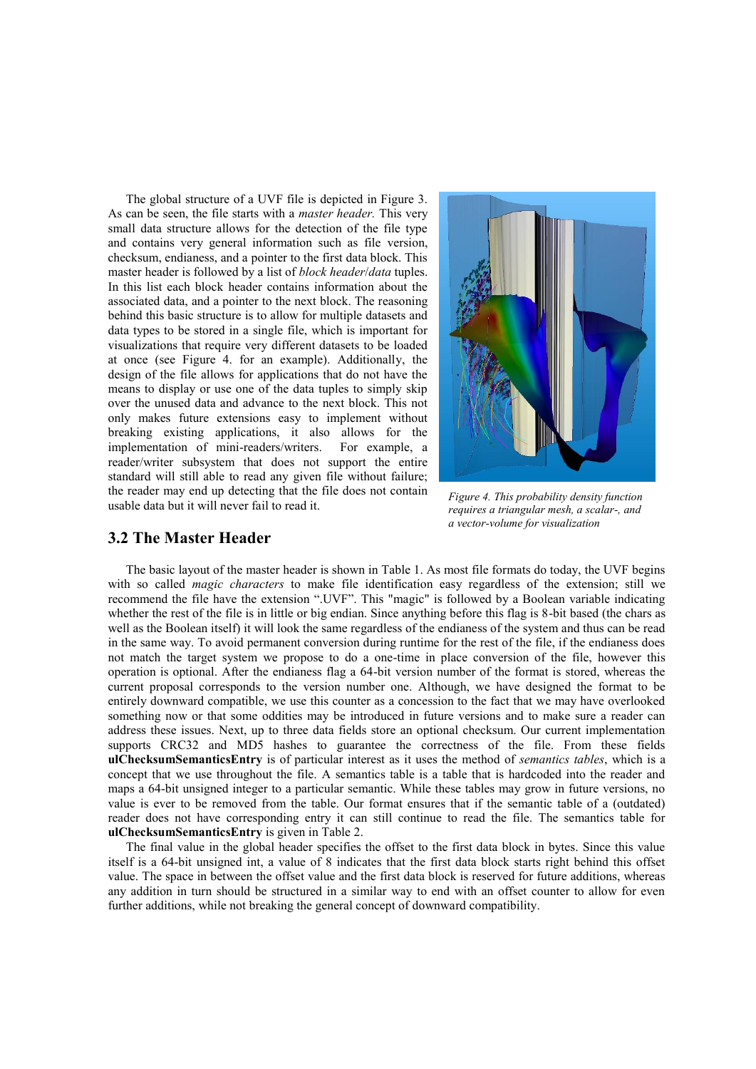The global structure of a UVF file is depicted in Figure 3. As can be seen, the file starts with a *master header.* This very small data structure allows for the detection of the file type and contains very general information such as file version, checksum, endianess, and a pointer to the first data block. This master header is followed by a list of *block header*/*data* tuples. In this list each block header contains information about the associated data, and a pointer to the next block. The reasoning behind this basic structure is to allow for multiple datasets and data types to be stored in a single file, which is important for visualizations that require very different datasets to be loaded at once (see Figure 4. for an example). Additionally, the design of the file allows for applications that do not have the means to display or use one of the data tuples to simply skip over the unused data and advance to the next block. This not only makes future extensions easy to implement without breaking existing applications, it also allows for the implementation of mini-readers/writers. For example, a reader/writer subsystem that does not support the entire standard will still able to read any given file without failure; the reader may end up detecting that the file does not contain usable data but it will never fail to read it.

*Figure 4. This probability density function requires a triangular mesh, a scalar-, and a vector-volume for visualization*

## 3.2 The Master Header

The basic layout of the master header is shown in Table 1. As most file formats do today, the UVF begins with so called *magic characters* to make file identification easy regardless of the extension; still we recommend the file have the extension ".UVF". This "magic" is followed by a Boolean variable indicating whether the rest of the file is in little or big endian. Since anything before this flag is 8-bit based (the chars as well as the Boolean itself) it will look the same regardless of the endianess of the system and thus can be read in the same way. To avoid permanent conversion during runtime for the rest of the file, if the endianess does not match the target system we propose to do a one-time in place conversion of the file, however this operation is optional. After the endianess flag a 64-bit version number of the format is stored, whereas the current proposal corresponds to the version number one. Although, we have designed the format to be entirely downward compatible, we use this counter as a concession to the fact that we may have overlooked something now or that some oddities may be introduced in future versions and to make sure a reader can address these issues. Next, up to three data fields store an optional checksum. Our current implementation supports CRC32 and MD5 hashes to guarantee the correctness of the file. From these fields **ulChecksumSemanticsEntry** is of particular interest as it uses the method of *semantics tables*, which is a concept that we use throughout the file. A semantics table is a table that is hardcoded into the reader and maps a 64-bit unsigned integer to a particular semantic. While these tables may grow in future versions, no value is ever to be removed from the table. Our format ensures that if the semantic table of a (outdated) reader does not have corresponding entry it can still continue to read the file. The semantics table for **ulChecksumSemanticsEntry** is given in Table 2.

The final value in the global header specifies the offset to the first data block in bytes. Since this value itself is a 64-bit unsigned int, a value of 8 indicates that the first data block starts right behind this offset value. The space in between the offset value and the first data block is reserved for future additions, whereas any addition in turn should be structured in a similar way to end with an offset counter to allow for even further additions, while not breaking the general concept of downward compatibility.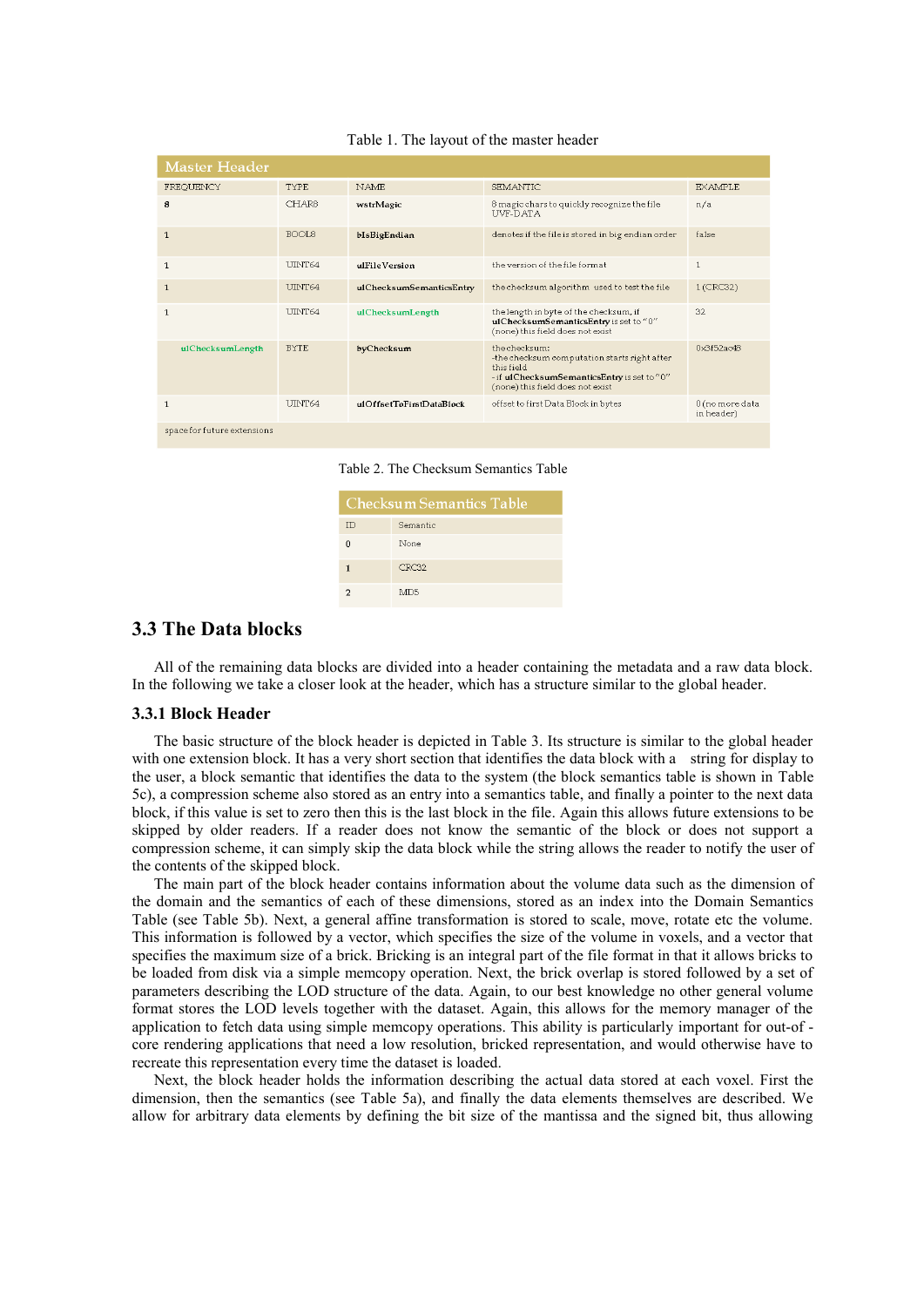Table 1. The layout of the master header

| Master Header | | | | |
|---|---|---|---|---|
| FREQUENCY | TYPE | NAME | SEMANTIC | EXAMPLE |
| 8 | CHAR8 | **wstrMagic** | 8 magic chars to quickly recognize the file UVF-DATA | n/a |
| 1 | BOOL8 | **bIsBigEndian** | denotes if the file is stored in big endian order | false |
| 1 | UINT64 | **ulFileVersion** | the version of the file format | 1 |
| 1 | UINT64 | **ulChecksumSemanticsEntry** | the checksum algorithm used to test the file | 1 (CRC32) |
| 1 | UINT64 | **ulChecksumLength** | the length in byte of the checksum, if **ulChecksumSemanticsEntry** is set to "0" (none) this field does not exist | 32 |
| **ulChecksumLength** | BYTE | **byChecksum** | the checksum: -the checksum computation starts right after this field -if **ulChecksumSemanticsEntry** is set to "0" (none) this field does not exist | 0x3f52ac48 |
| 1 | UINT64 | **ulOffsetToFirstDataBlock** | offset to first Data Block in bytes | 0 (no more data in header) |
| space for future extensions | | | | |

Table 2. The Checksum Semantics Table

| Checksum Semantics Table | |
|---|---|
| ID | Semantic |
| 0 | None |
| 1 | CRC32 |
| 2 | MD5 |

## 3.3 The Data blocks

All of the remaining data blocks are divided into a header containing the metadata and a raw data block. In the following we take a closer look at the header, which has a structure similar to the global header.

### 3.3.1 Block Header

The basic structure of the block header is depicted in Table 3. Its structure is similar to the global header with one extension block. It has a very short section that identifies the data block with a string for display to the user, a block semantic that identifies the data to the system (the block semantics table is shown in Table 5c), a compression scheme also stored as an entry into a semantics table, and finally a pointer to the next data block, if this value is set to zero then this is the last block in the file. Again this allows future extensions to be skipped by older readers. If a reader does not know the semantic of the block or does not support a compression scheme, it can simply skip the data block while the string allows the reader to notify the user of the contents of the skipped block.

The main part of the block header contains information about the volume data such as the dimension of the domain and the semantics of each of these dimensions, stored as an index into the Domain Semantics Table (see Table 5b). Next, a general affine transformation is stored to scale, move, rotate etc the volume. This information is followed by a vector, which specifies the size of the volume in voxels, and a vector that specifies the maximum size of a brick. Bricking is an integral part of the file format in that it allows bricks to be loaded from disk via a simple memcopy operation. Next, the brick overlap is stored followed by a set of parameters describing the LOD structure of the data. Again, to our best knowledge no other general volume format stores the LOD levels together with the dataset. Again, this allows for the memory manager of the application to fetch data using simple memcopy operations. This ability is particularly important for out-of-core rendering applications that need a low resolution, bricked representation, and would otherwise have to recreate this representation every time the dataset is loaded.

Next, the block header holds the information describing the actual data stored at each voxel. First the dimension, then the semantics (see Table 5a), and finally the data elements themselves are described. We allow for arbitrary data elements by defining the bit size of the mantissa and the signed bit, thus allowing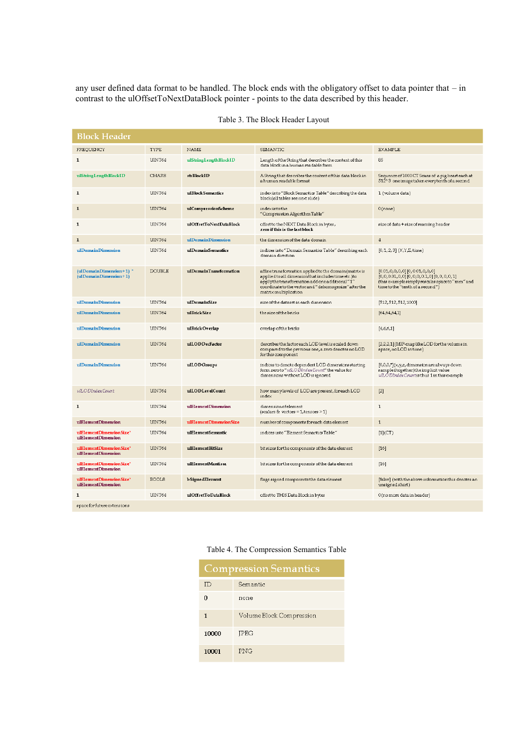any user defined data format to be handled. The block ends with the obligatory offset to data pointer that – in contrast to the ulOffsetToNextDataBlock pointer - points to the data described by this header.

Table 3. The Block Header Layout

| Block Header | | | | |
|---|---|---|---|---|
| FREQUENCY | TYPE | NAME | SEMANTIC | EXAMPLE |
| 1 | UINT64 | ulStringLengthBlockID | Length of the String that describes the content of this data block in a human readable form | 85 |
| ulStringLengthBlockID | CHAR8 | strBlockID | A String that describes the content of this data block in a human readable format | Sequence of 1000 CT Scans of a pig heart each at 512^3 one image taken every tenth of a second |
| 1 | UINT64 | ulBlockSemantics | index into "BlockSemantics Table" describing the data block (all tables see next slide) | 1 (volume data) |
| 1 | UINT64 | ulCompressionScheme | index into the "Compression Algorithm Table" | 0 (none) |
| 1 | UINT64 | ulOffsetToNextDataBlock | offset to the NEXT Data Block in bytes, **zero if this is the last block** | size of data + size of reamining header |
| 1 | UINT64 | ulDomainDimension | the dimension of the data domain | 4 |
| ulDomainDimension | UINT64 | ulDomainSemantics | indices into "Domain Semantics Table" describing each domain direction | [0,1,2,3] (X,Y,Z,time) |
| (ulDomainDimension+1) * (ulDomainDimension+1) | DOUBLE | ulDomainTransformation | affine transformation applied to the domain (matrix is applied to all dimension that includes time etc )to apply the transformation add one additional "1" coordinate to the vector and "dehomogenize" after the matrix multiplication | [0.01,0,0,0,0] [0,0.01,0,0,0] [0,0,0.01,0,0] [0,0,0,0.1,0] [0,0,0,0,1] (this example simply rescales space to "mm" and time to the "tenth of a second") |
| ulDomainDimension | UINT64 | ulDomainSize | size of the dataset in each dimension | [512,512,512,1000] |
| ulDomainDimension | UINT64 | ulBrickSize | the size of the bricks | [64,64,64,1] |
| ulDomainDimension | UINT64 | ulBrickOverlap | overlap of the bricks | [4,4,6,1] |
| ulDomainDimension | UINT64 | ulLODDecFactor | describes the factor each LOD level is scaled down compared to the previous one, a zero denotes no LOD for this component | [2,2,2,1] (MIP-map like LOD for the volume in space, no LOD in time) |
| ulDomainDimension | UINT64 | ulLODGroups | indices to denote dependent LOD dimensions starting form zero to "*ulLODIndexCount*" the value for dimensions without LOD is ignored | [0,0,0,*](x,y,z, dimensions are always down sampled together) the implicit value *ulLODIndexCount* is thus 1 in this example |
| *ulLODIndexCount* | UINT64 | ulLODLevelCount | how many levels of LOD are present, for each LOD index | [2] |
| 1 | UINT64 | ulElementDimension | dimension of element (scalars & vectors = 1, tensors > 1) | 1 |
| ulElementDimension | UINT64 | ulElementDimensionSize | number of components for each data element | 1 |
| ulElementDimensionSize * ulElementDimension | UINT64 | ulElementSemantic | indices into "Element Semantics Table" | [1](CT) |
| ulElementDimensionSize * ulElementDimension | UINT64 | ulElementBitSize | bit sizes for the components of the data element | [16] |
| ulElementDimensionSize * ulElementDimension | UINT64 | ulElementMantissa | bit sizes for the components of the data element | [16] |
| ulElementDimensionSize * ulElementDimension | BOOL8 | bSignedElement | flags signed components the data element | [false] (with the above information this denotes an unsigned short) |
| 1 | UINT64 | ulOffsetToDataBlock | offset to THIS Data Block in bytes | 0 (no more data in header) |
| space for future extensions | | | | |

Table 4. The Compression Semantics Table

| Compression Semantics | |
|---|---|
| ID | Semantic |
| 0 | none |
| 1 | Volume Block Compression |
| 10000 | JPEG |
| 10001 | PNG |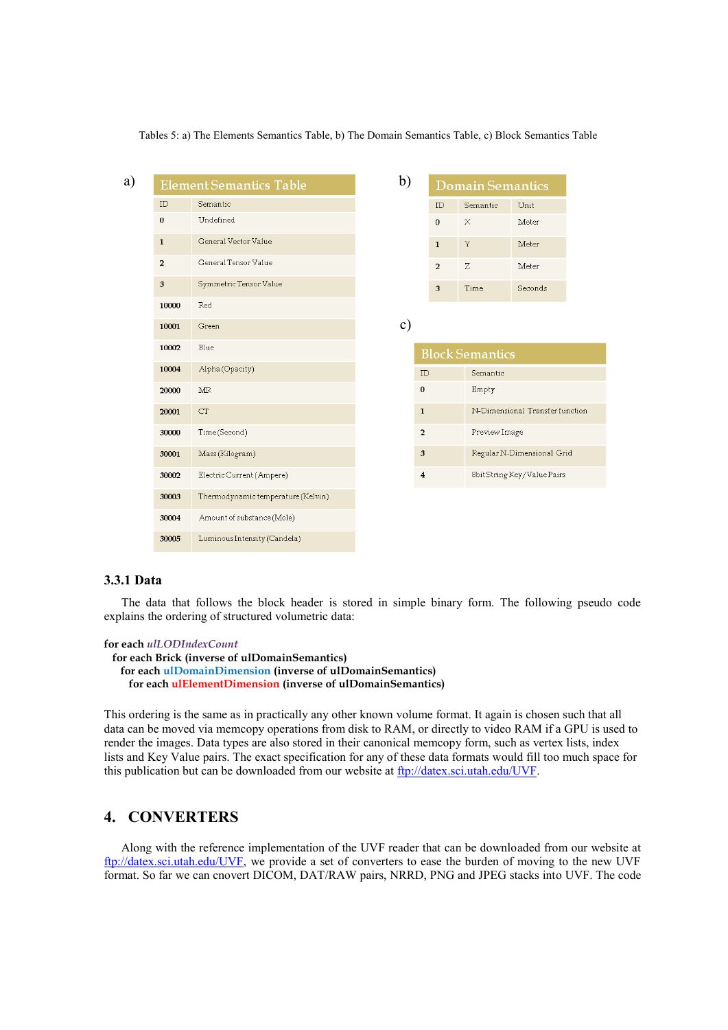Tables 5: a) The Elements Semantics Table, b) The Domain Semantics Table, c) Block Semantics Table

a)

| Element Semantics Table | |
|---|---|
| ID | Semantic |
| 0 | Undefined |
| 1 | General Vector Value |
| 2 | General Tensor Value |
| 3 | Symmetric Tensor Value |
| 10000 | Red |
| 10001 | Green |
| 10002 | Blue |
| 10004 | Alpha (Opacity) |
| 20000 | MR |
| 20001 | CT |
| 30000 | Time (Second) |
| 30001 | Mass (Kilogram) |
| 30002 | Electric Current (Ampere) |
| 30003 | Thermodynamic temperature (Kelvin) |
| 30004 | Amount of substance (Mole) |
| 30005 | Luminous Intensity (Candela) |

b)

| Domain Semantics | | |
|---|---|---|
| ID | Semantic | Unit |
| 0 | X | Meter |
| 1 | Y | Meter |
| 2 | Z | Meter |
| 3 | Time | Seconds |

c)

| Block Semantics | |
|---|---|
| ID | Semantic |
| 0 | Empty |
| 1 | N-Dimensional Transfer function |
| 2 | Preview Image |
| 3 | Regular N-Dimensional Grid |
| 4 | 8bit String Key / Value Pairs |

### 3.3.1 Data

The data that follows the block header is stored in simple binary form. The following pseudo code explains the ordering of structured volumetric data:

```
for each ulLODIndexCount
  for each Brick (inverse of ulDomainSemantics)
    for each ulDomainDimension (inverse of ulDomainSemantics)
      for each ulElementDimension (inverse of ulDomainSemantics)
```

This ordering is the same as in practically any other known volume format. It again is chosen such that all data can be moved via memcopy operations from disk to RAM, or directly to video RAM if a GPU is used to render the images. Data types are also stored in their canonical memcopy form, such as vertex lists, index lists and Key Value pairs. The exact specification for any of these data formats would fill too much space for this publication but can be downloaded from our website at ftp://datex.sci.utah.edu/UVF.

## 4. CONVERTERS

Along with the reference implementation of the UVF reader that can be downloaded from our website at ftp://datex.sci.utah.edu/UVF, we provide a set of converters to ease the burden of moving to the new UVF format. So far we can cnovert DICOM, DAT/RAW pairs, NRRD, PNG and JPEG stacks into UVF. The code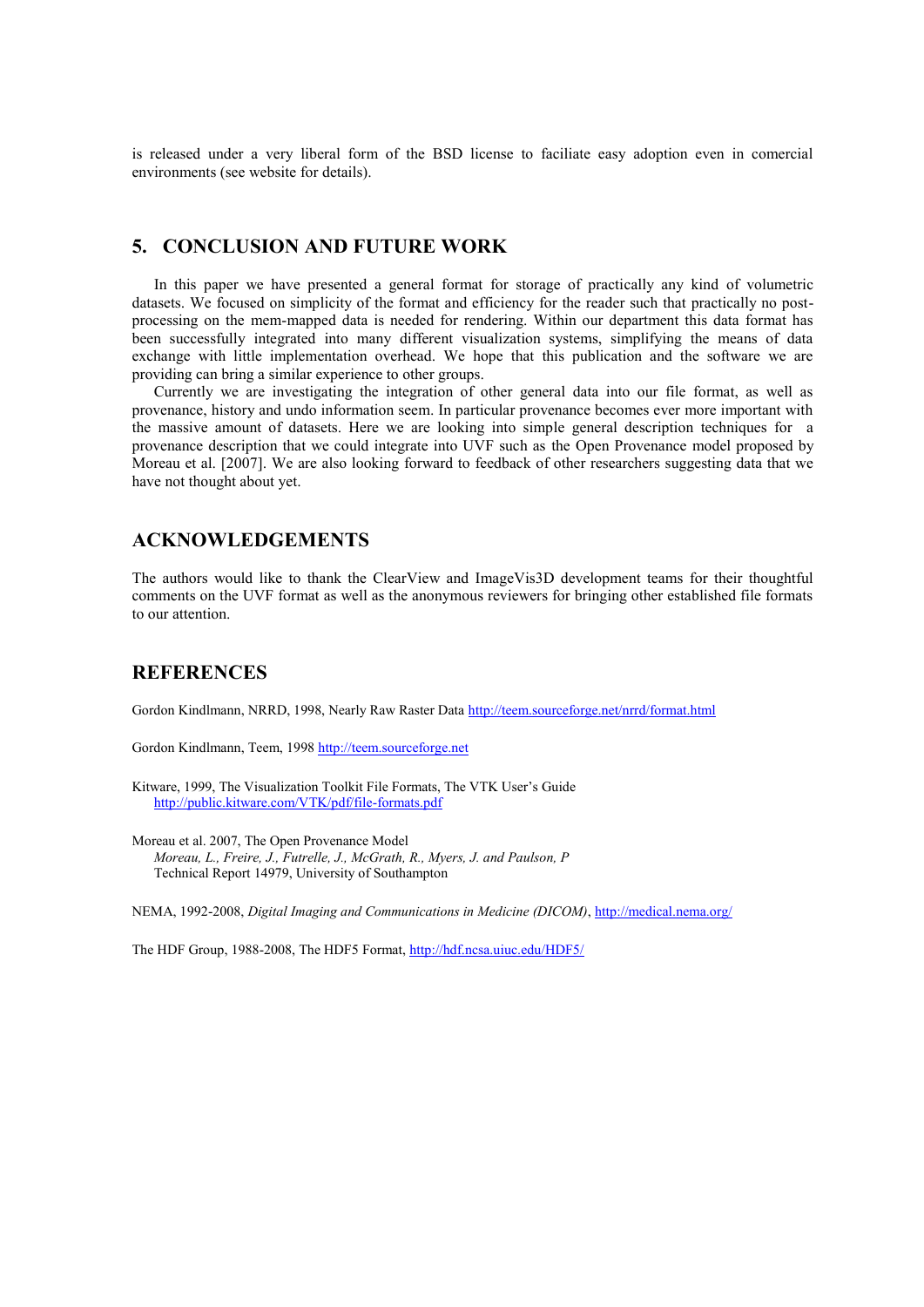is released under a very liberal form of the BSD license to faciliate easy adoption even in comercial environments (see website for details).

## 5. CONCLUSION AND FUTURE WORK

In this paper we have presented a general format for storage of practically any kind of volumetric datasets. We focused on simplicity of the format and efficiency for the reader such that practically no post-processing on the mem-mapped data is needed for rendering. Within our department this data format has been successfully integrated into many different visualization systems, simplifying the means of data exchange with little implementation overhead. We hope that this publication and the software we are providing can bring a similar experience to other groups.

Currently we are investigating the integration of other general data into our file format, as well as provenance, history and undo information seem. In particular provenance becomes ever more important with the massive amount of datasets. Here we are looking into simple general description techniques for a provenance description that we could integrate into UVF such as the Open Provenance model proposed by Moreau et al. [2007]. We are also looking forward to feedback of other researchers suggesting data that we have not thought about yet.

## ACKNOWLEDGEMENTS

The authors would like to thank the ClearView and ImageVis3D development teams for their thoughtful comments on the UVF format as well as the anonymous reviewers for bringing other established file formats to our attention.

## REFERENCES

Gordon Kindlmann, NRRD, 1998, Nearly Raw Raster Data http://teem.sourceforge.net/nrrd/format.html

Gordon Kindlmann, Teem, 1998 http://teem.sourceforge.net

Kitware, 1999, The Visualization Toolkit File Formats, The VTK User's Guide
http://public.kitware.com/VTK/pdf/file-formats.pdf

Moreau et al. 2007, The Open Provenance Model
*Moreau, L., Freire, J., Futrelle, J., McGrath, R., Myers, J. and Paulson, P*
Technical Report 14979, University of Southampton

NEMA, 1992-2008, *Digital Imaging and Communications in Medicine (DICOM)*, http://medical.nema.org/

The HDF Group, 1988-2008, The HDF5 Format, http://hdf.ncsa.uiuc.edu/HDF5/